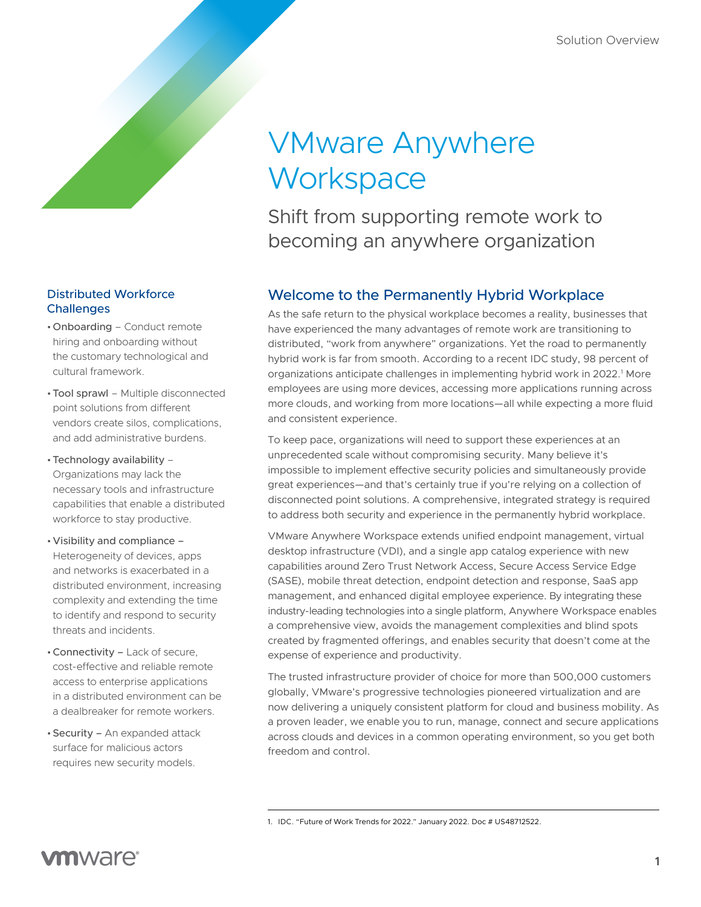# VMware Anywhere Workspace

## Shift from supporting remote work to becoming an anywhere organization

## Welcome to the Permanently Hybrid Workplace

As the safe return to the physical workplace becomes a reality, businesses that have experienced the many advantages of remote work are transitioning to distributed, "work from anywhere" organizations. Yet the road to permanently hybrid work is far from smooth. According to a recent IDC study, 98 percent of organizations anticipate challenges in implementing hybrid work in 2022.[1] More employees are using more devices, accessing more applications running across more clouds, and working from more locations—all while expecting a more fluid and consistent experience.

To keep pace, organizations will need to support these experiences at an unprecedented scale without compromising security. Many believe it's impossible to implement effective security policies and simultaneously provide great experiences—and that's certainly true if you're relying on a collection of disconnected point solutions. A comprehensive, integrated strategy is required to address both security and experience in the permanently hybrid workplace.

VMware Anywhere Workspace extends unified endpoint management, virtual desktop infrastructure (VDI), and a single app catalog experience with new capabilities around Zero Trust Network Access, Secure Access Service Edge (SASE), mobile threat detection, endpoint detection and response, SaaS app management, and enhanced digital employee experience. By integrating these industry-leading technologies into a single platform, Anywhere Workspace enables a comprehensive view, avoids the management complexities and blind spots created by fragmented offerings, and enables security that doesn't come at the expense of experience and productivity.

The trusted infrastructure provider of choice for more than 500,000 customers globally, VMware's progressive technologies pioneered virtualization and are now delivering a uniquely consistent platform for cloud and business mobility. As a proven leader, we enable you to run, manage, connect and secure applications across clouds and devices in a common operating environment, so you get both freedom and control.

### Distributed Workforce Challenges

- **Onboarding** – Conduct remote hiring and onboarding without the customary technological and cultural framework.
- **Tool sprawl** – Multiple disconnected point solutions from different vendors create silos, complications, and add administrative burdens.
- **Technology availability** – Organizations may lack the necessary tools and infrastructure capabilities that enable a distributed workforce to stay productive.
- **Visibility and compliance** – Heterogeneity of devices, apps and networks is exacerbated in a distributed environment, increasing complexity and extending the time to identify and respond to security threats and incidents.
- **Connectivity** – Lack of secure, cost-effective and reliable remote access to enterprise applications in a distributed environment can be a dealbreaker for remote workers.
- **Security** – An expanded attack surface for malicious actors requires new security models.

---

1. IDC. "Future of Work Trends for 2022." January 2022. Doc # US48712522.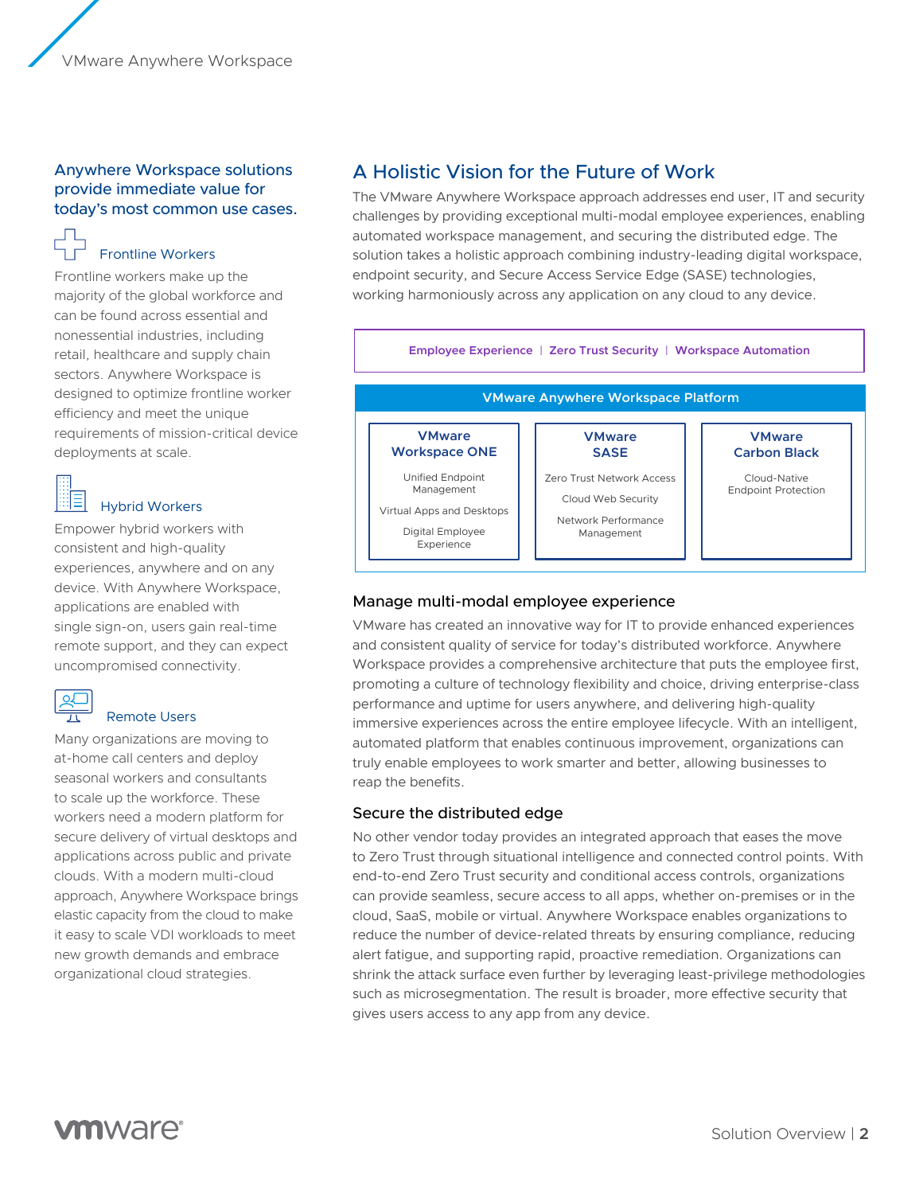**Anywhere Workspace solutions provide immediate value for today's most common use cases.**

### Frontline Workers

Frontline workers make up the majority of the global workforce and can be found across essential and nonessential industries, including retail, healthcare and supply chain sectors. Anywhere Workspace is designed to optimize frontline worker efficiency and meet the unique requirements of mission-critical device deployments at scale.

### Hybrid Workers

Empower hybrid workers with consistent and high-quality experiences, anywhere and on any device. With Anywhere Workspace, applications are enabled with single sign-on, users gain real-time remote support, and they can expect uncompromised connectivity.

### Remote Users

Many organizations are moving to at-home call centers and deploy seasonal workers and consultants to scale up the workforce. These workers need a modern platform for secure delivery of virtual desktops and applications across public and private clouds. With a modern multi-cloud approach, Anywhere Workspace brings elastic capacity from the cloud to make it easy to scale VDI workloads to meet new growth demands and embrace organizational cloud strategies.

## A Holistic Vision for the Future of Work

The VMware Anywhere Workspace approach addresses end user, IT and security challenges by providing exceptional multi-modal employee experiences, enabling automated workspace management, and securing the distributed edge. The solution takes a holistic approach combining industry-leading digital workspace, endpoint security, and Secure Access Service Edge (SASE) technologies, working harmoniously across any application on any cloud to any device.

**Employee Experience | Zero Trust Security | Workspace Automation**

**VMware Anywhere Workspace Platform**

| VMware Workspace ONE | VMware SASE | VMware Carbon Black |
|---|---|---|
| Unified Endpoint Management | Zero Trust Network Access | Cloud-Native Endpoint Protection |
| Virtual Apps and Desktops | Cloud Web Security | |
| Digital Employee Experience | Network Performance Management | |

### Manage multi-modal employee experience

VMware has created an innovative way for IT to provide enhanced experiences and consistent quality of service for today's distributed workforce. Anywhere Workspace provides a comprehensive architecture that puts the employee first, promoting a culture of technology flexibility and choice, driving enterprise-class performance and uptime for users anywhere, and delivering high-quality immersive experiences across the entire employee lifecycle. With an intelligent, automated platform that enables continuous improvement, organizations can truly enable employees to work smarter and better, allowing businesses to reap the benefits.

### Secure the distributed edge

No other vendor today provides an integrated approach that eases the move to Zero Trust through situational intelligence and connected control points. With end-to-end Zero Trust security and conditional access controls, organizations can provide seamless, secure access to all apps, whether on-premises or in the cloud, SaaS, mobile or virtual. Anywhere Workspace enables organizations to reduce the number of device-related threats by ensuring compliance, reducing alert fatigue, and supporting rapid, proactive remediation. Organizations can shrink the attack surface even further by leveraging least-privilege methodologies such as microsegmentation. The result is broader, more effective security that gives users access to any app from any device.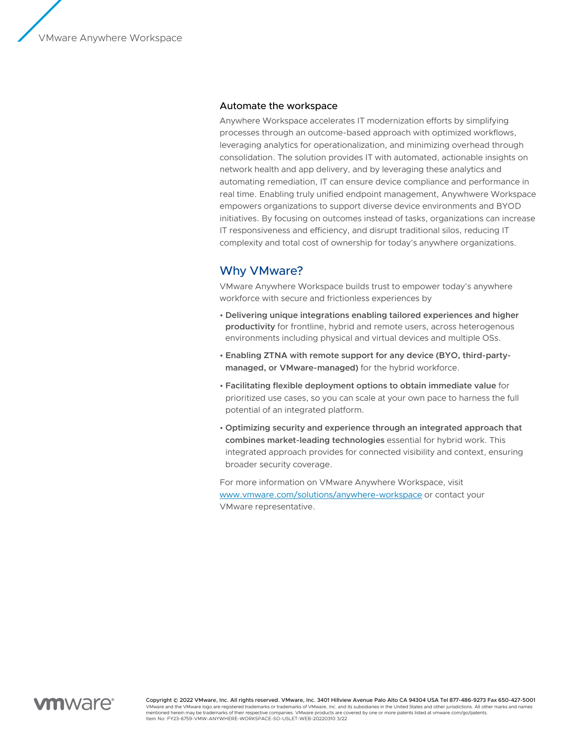### Automate the workspace

Anywhere Workspace accelerates IT modernization efforts by simplifying processes through an outcome-based approach with optimized workflows, leveraging analytics for operationalization, and minimizing overhead through consolidation. The solution provides IT with automated, actionable insights on network health and app delivery, and by leveraging these analytics and automating remediation, IT can ensure device compliance and performance in real time. Enabling truly unified endpoint management, Anywhwere Workspace empowers organizations to support diverse device environments and BYOD initiatives. By focusing on outcomes instead of tasks, organizations can increase IT responsiveness and efficiency, and disrupt traditional silos, reducing IT complexity and total cost of ownership for today's anywhere organizations.

## Why VMware?

VMware Anywhere Workspace builds trust to empower today's anywhere workforce with secure and frictionless experiences by

- **Delivering unique integrations enabling tailored experiences and higher productivity** for frontline, hybrid and remote users, across heterogenous environments including physical and virtual devices and multiple OSs.
- **Enabling ZTNA with remote support for any device (BYO, third-party-managed, or VMware-managed)** for the hybrid workforce.
- **Facilitating flexible deployment options to obtain immediate value** for prioritized use cases, so you can scale at your own pace to harness the full potential of an integrated platform.
- **Optimizing security and experience through an integrated approach that combines market-leading technologies** essential for hybrid work. This integrated approach provides for connected visibility and context, ensuring broader security coverage.

For more information on VMware Anywhere Workspace, visit [www.vmware.com/solutions/anywhere-workspace](http://www.vmware.com/solutions/anywhere-workspace) or contact your VMware representative.

Copyright © 2022 VMware, Inc. All rights reserved. VMware, Inc. 3401 Hillview Avenue Palo Alto CA 94304 USA Tel 877-486-9273 Fax 650-427-5001
VMware and the VMware logo are registered trademarks or trademarks of VMware, Inc. and its subsidiaries in the United States and other jurisdictions. All other marks and names mentioned herein may be trademarks of their respective companies. VMware products are covered by one or more patents listed at vmware.com/go/patents.
Item No: FY23-6759-VMW-ANYWHERE-WORKSPACE-SO-USLET-WEB-20220310 3/22